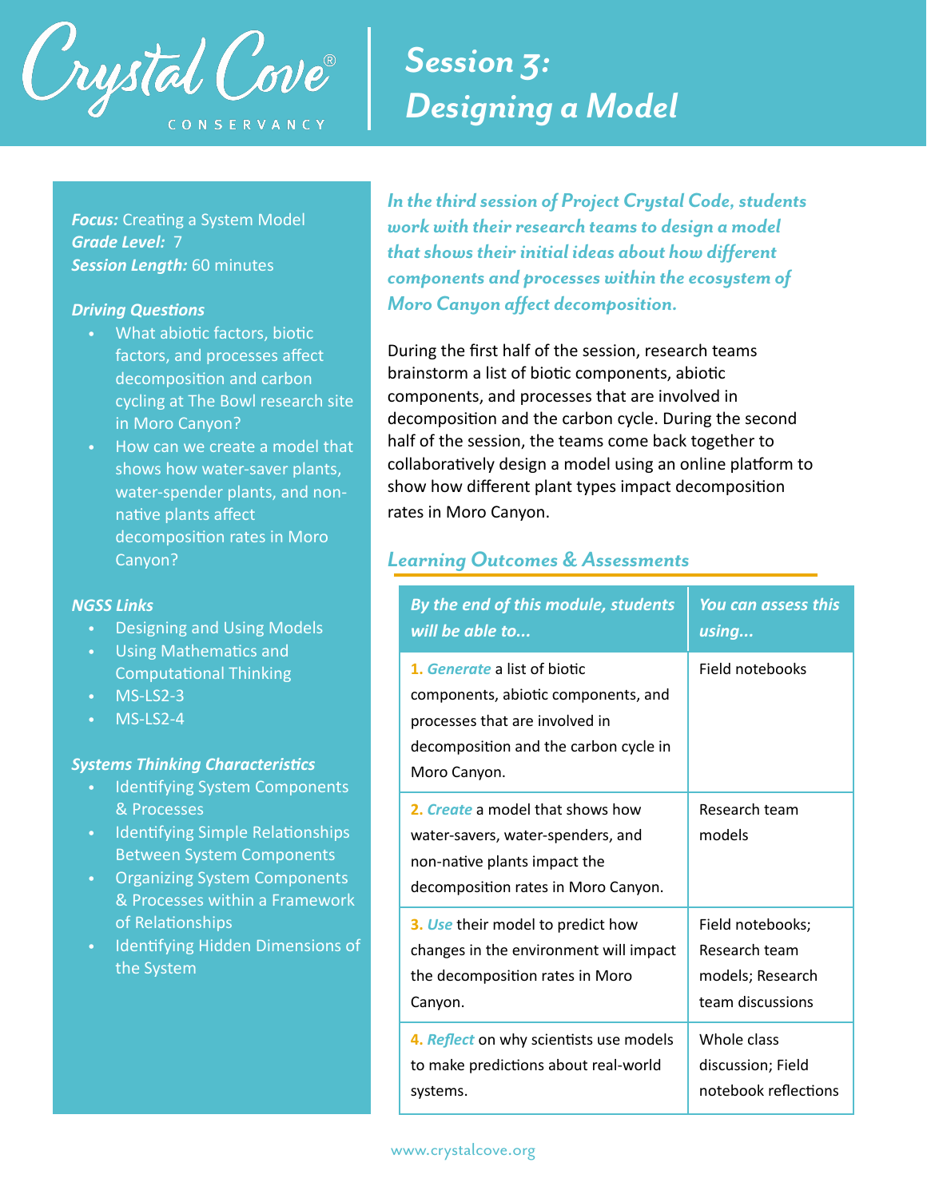Crystal Cove®
CONSERVANCY

# Session 3: Designing a Model

***Focus:*** Creating a System Model
***Grade Level:*** 7
***Session Length:*** 60 minutes

### *Driving Questions*

- What abiotic factors, biotic factors, and processes affect decomposition and carbon cycling at The Bowl research site in Moro Canyon?
- How can we create a model that shows how water-saver plants, water-spender plants, and non-native plants affect decomposition rates in Moro Canyon?

### *NGSS Links*

- Designing and Using Models
- Using Mathematics and Computational Thinking
- MS-LS2-3
- MS-LS2-4

### *Systems Thinking Characteristics*

- Identifying System Components & Processes
- Identifying Simple Relationships Between System Components
- Organizing System Components & Processes within a Framework of Relationships
- Identifying Hidden Dimensions of the System

***In the third session of Project Crystal Code, students work with their research teams to design a model that shows their initial ideas about how different components and processes within the ecosystem of Moro Canyon affect decomposition.***

During the first half of the session, research teams brainstorm a list of biotic components, abiotic components, and processes that are involved in decomposition and the carbon cycle. During the second half of the session, the teams come back together to collaboratively design a model using an online platform to show how different plant types impact decomposition rates in Moro Canyon.

## *Learning Outcomes & Assessments*

| *By the end of this module, students will be able to...* | *You can assess this using...* |
|---|---|
| **1.** *Generate* a list of biotic components, abiotic components, and processes that are involved in decomposition and the carbon cycle in Moro Canyon. | Field notebooks |
| **2.** *Create* a model that shows how water-savers, water-spenders, and non-native plants impact the decomposition rates in Moro Canyon. | Research team models |
| **3.** *Use* their model to predict how changes in the environment will impact the decomposition rates in Moro Canyon. | Field notebooks; Research team models; Research team discussions |
| **4.** *Reflect* on why scientists use models to make predictions about real-world systems. | Whole class discussion; Field notebook reflections |

www.crystalcove.org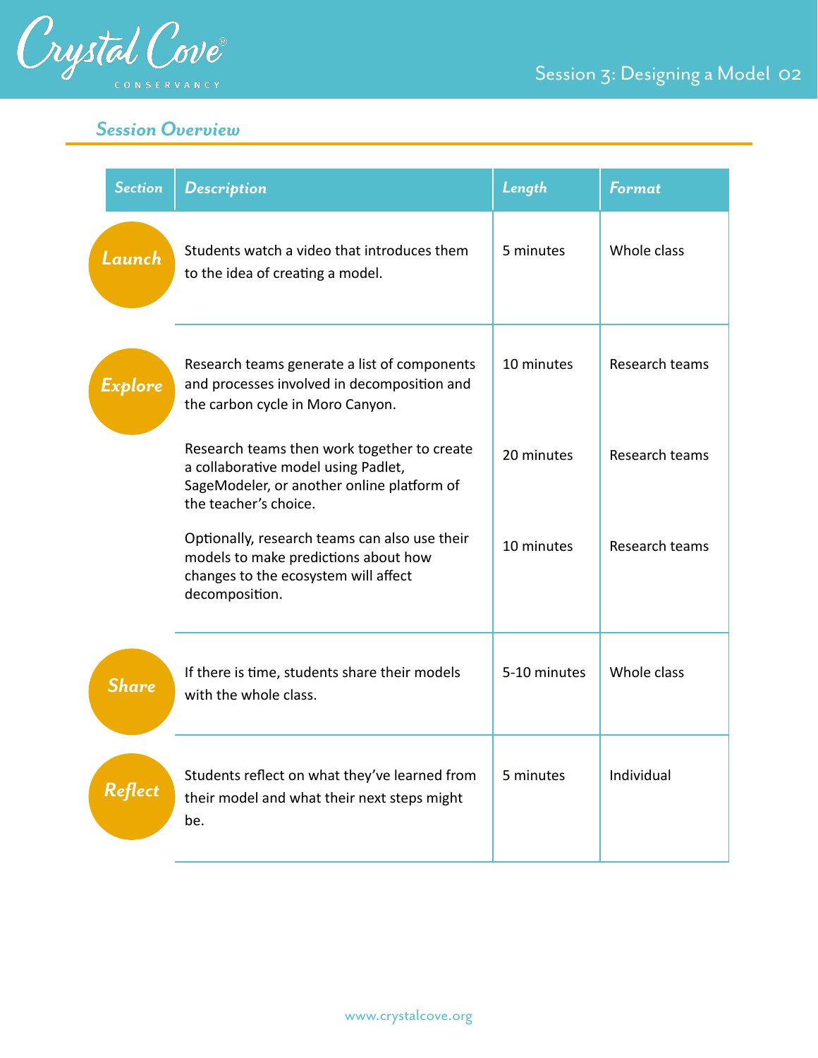## Session Overview

| Section | Description | Length | Format |
|---|---|---|---|
| Launch | Students watch a video that introduces them to the idea of creating a model. | 5 minutes | Whole class |
| Explore | Research teams generate a list of components and processes involved in decomposition and the carbon cycle in Moro Canyon. | 10 minutes | Research teams |
| | Research teams then work together to create a collaborative model using Padlet, SageModeler, or another online platform of the teacher's choice. | 20 minutes | Research teams |
| | Optionally, research teams can also use their models to make predictions about how changes to the ecosystem will affect decomposition. | 10 minutes | Research teams |
| Share | If there is time, students share their models with the whole class. | 5-10 minutes | Whole class |
| Reflect | Students reflect on what they've learned from their model and what their next steps might be. | 5 minutes | Individual |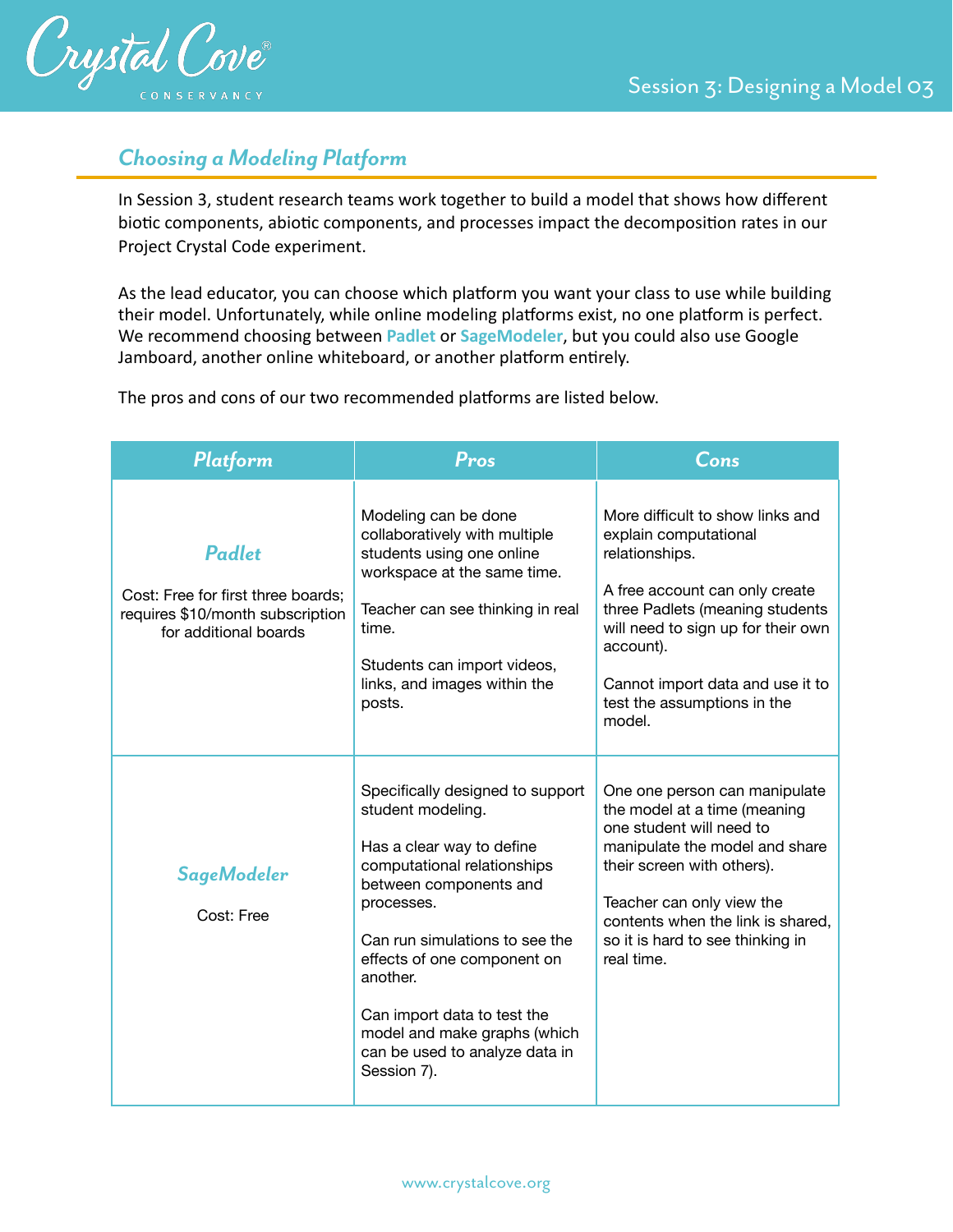## Choosing a Modeling Platform

In Session 3, student research teams work together to build a model that shows how different biotic components, abiotic components, and processes impact the decomposition rates in our Project Crystal Code experiment.

As the lead educator, you can choose which platform you want your class to use while building their model. Unfortunately, while online modeling platforms exist, no one platform is perfect. We recommend choosing between **Padlet** or **SageModeler**, but you could also use Google Jamboard, another online whiteboard, or another platform entirely.

The pros and cons of our two recommended platforms are listed below.

| Platform | Pros | Cons |
| --- | --- | --- |
| ***Padlet***<br><br>Cost: Free for first three boards; requires $10/month subscription for additional boards | Modeling can be done collaboratively with multiple students using one online workspace at the same time.<br><br>Teacher can see thinking in real time.<br><br>Students can import videos, links, and images within the posts. | More difficult to show links and explain computational relationships.<br><br>A free account can only create three Padlets (meaning students will need to sign up for their own account).<br><br>Cannot import data and use it to test the assumptions in the model. |
| ***SageModeler***<br><br>Cost: Free | Specifically designed to support student modeling.<br><br>Has a clear way to define computational relationships between components and processes.<br><br>Can run simulations to see the effects of one component on another.<br><br>Can import data to test the model and make graphs (which can be used to analyze data in Session 7). | One one person can manipulate the model at a time (meaning one student will need to manipulate the model and share their screen with others).<br><br>Teacher can only view the contents when the link is shared, so it is hard to see thinking in real time. |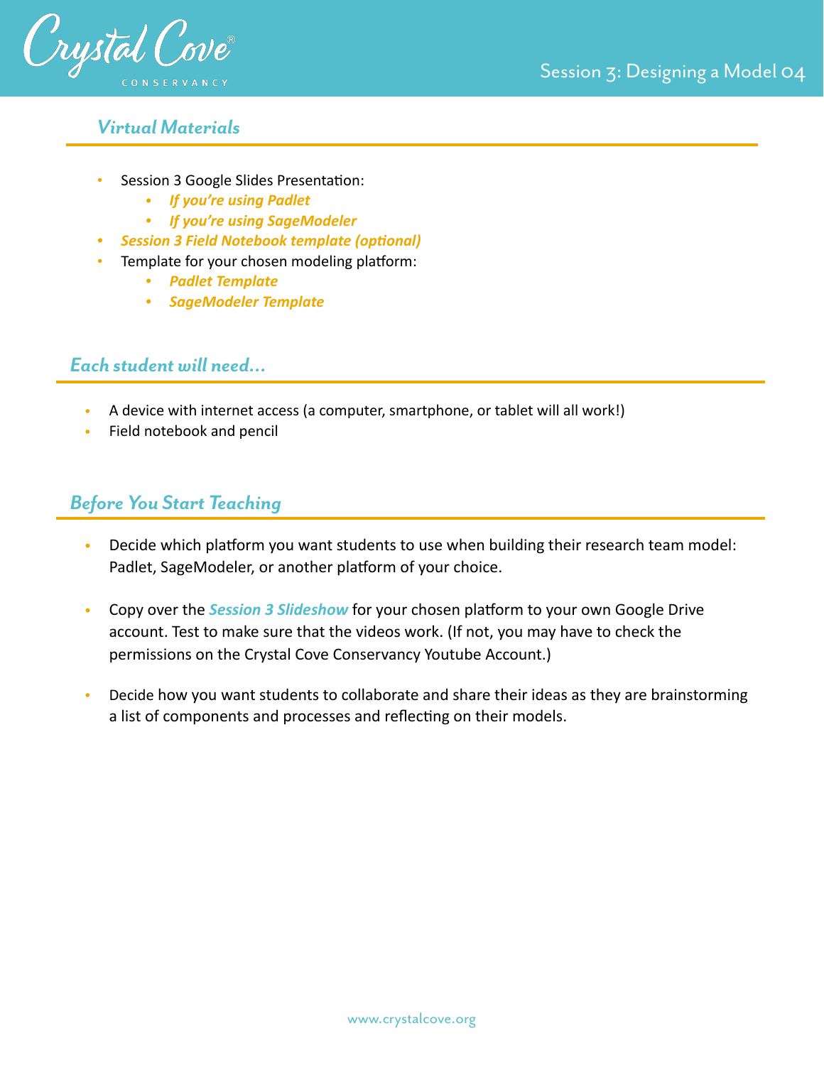## *Virtual Materials*

- Session 3 Google Slides Presentation:
  - ***If you're using Padlet***
  - ***If you're using SageModeler***
- ***Session 3 Field Notebook template (optional)***
- Template for your chosen modeling platform:
  - ***Padlet Template***
  - ***SageModeler Template***

## *Each student will need...*

- A device with internet access (a computer, smartphone, or tablet will all work!)
- Field notebook and pencil

## *Before You Start Teaching*

- Decide which platform you want students to use when building their research team model: Padlet, SageModeler, or another platform of your choice.

- Copy over the ***Session 3 Slideshow*** for your chosen platform to your own Google Drive account. Test to make sure that the videos work. (If not, you may have to check the permissions on the Crystal Cove Conservancy Youtube Account.)

- Decide how you want students to collaborate and share their ideas as they are brainstorming a list of components and processes and reflecting on their models.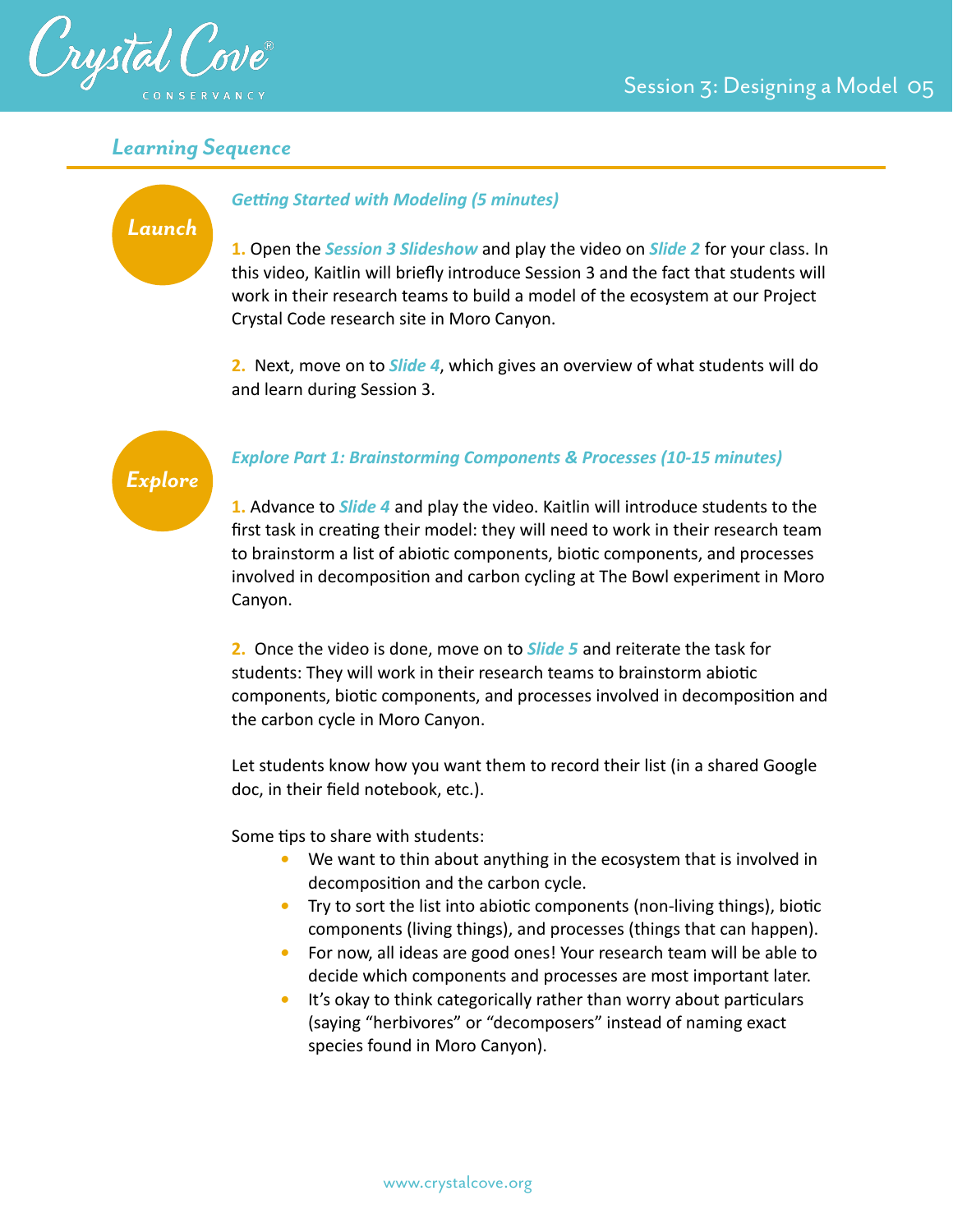## *Learning Sequence*

**Launch**

### *Getting Started with Modeling (5 minutes)*

**1.** Open the ***Session 3 Slideshow*** and play the video on ***Slide 2*** for your class. In this video, Kaitlin will briefly introduce Session 3 and the fact that students will work in their research teams to build a model of the ecosystem at our Project Crystal Code research site in Moro Canyon.

**2.** Next, move on to ***Slide 4***, which gives an overview of what students will do and learn during Session 3.

**Explore**

### *Explore Part 1: Brainstorming Components & Processes (10-15 minutes)*

**1.** Advance to ***Slide 4*** and play the video. Kaitlin will introduce students to the first task in creating their model: they will need to work in their research team to brainstorm a list of abiotic components, biotic components, and processes involved in decomposition and carbon cycling at The Bowl experiment in Moro Canyon.

**2.** Once the video is done, move on to ***Slide 5*** and reiterate the task for students: They will work in their research teams to brainstorm abiotic components, biotic components, and processes involved in decomposition and the carbon cycle in Moro Canyon.

Let students know how you want them to record their list (in a shared Google doc, in their field notebook, etc.).

Some tips to share with students:

- We want to thin about anything in the ecosystem that is involved in decomposition and the carbon cycle.
- Try to sort the list into abiotic components (non-living things), biotic components (living things), and processes (things that can happen).
- For now, all ideas are good ones! Your research team will be able to decide which components and processes are most important later.
- It's okay to think categorically rather than worry about particulars (saying "herbivores" or "decomposers" instead of naming exact species found in Moro Canyon).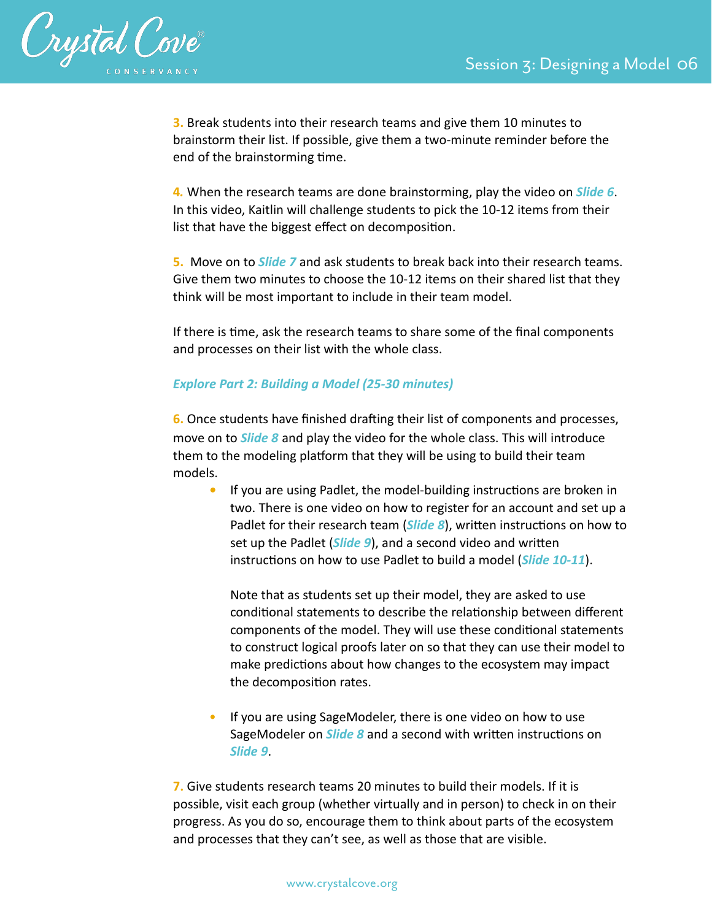**3.** Break students into their research teams and give them 10 minutes to brainstorm their list. If possible, give them a two-minute reminder before the end of the brainstorming time.

**4.** When the research teams are done brainstorming, play the video on ***Slide 6***. In this video, Kaitlin will challenge students to pick the 10-12 items from their list that have the biggest effect on decomposition.

**5.** Move on to ***Slide 7*** and ask students to break back into their research teams. Give them two minutes to choose the 10-12 items on their shared list that they think will be most important to include in their team model.

If there is time, ask the research teams to share some of the final components and processes on their list with the whole class.

***Explore Part 2: Building a Model (25-30 minutes)***

**6.** Once students have finished drafting their list of components and processes, move on to ***Slide 8*** and play the video for the whole class. This will introduce them to the modeling platform that they will be using to build their team models.

- If you are using Padlet, the model-building instructions are broken in two. There is one video on how to register for an account and set up a Padlet for their research team (***Slide 8***), written instructions on how to set up the Padlet (***Slide 9***), and a second video and written instructions on how to use Padlet to build a model (***Slide 10-11***).

  Note that as students set up their model, they are asked to use conditional statements to describe the relationship between different components of the model. They will use these conditional statements to construct logical proofs later on so that they can use their model to make predictions about how changes to the ecosystem may impact the decomposition rates.

- If you are using SageModeler, there is one video on how to use SageModeler on ***Slide 8*** and a second with written instructions on ***Slide 9***.

**7.** Give students research teams 20 minutes to build their models. If it is possible, visit each group (whether virtually and in person) to check in on their progress. As you do so, encourage them to think about parts of the ecosystem and processes that they can't see, as well as those that are visible.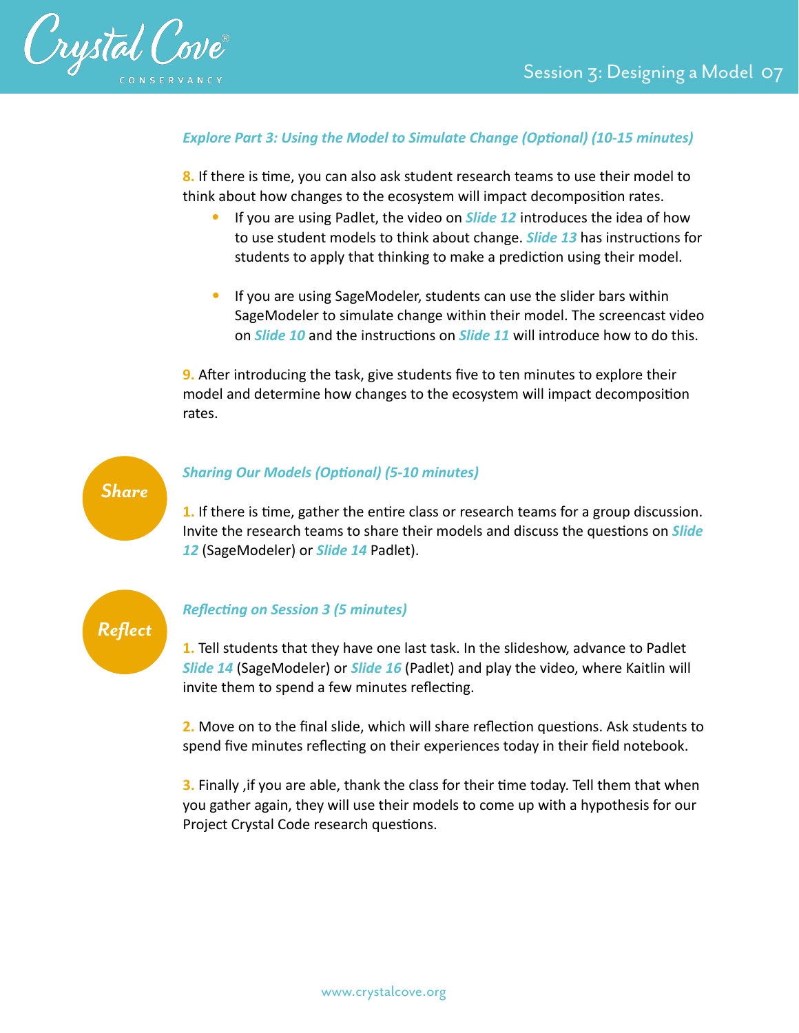### *Explore Part 3: Using the Model to Simulate Change (Optional) (10-15 minutes)*

**8.** If there is time, you can also ask student research teams to use their model to think about how changes to the ecosystem will impact decomposition rates.

- If you are using Padlet, the video on ***Slide 12*** introduces the idea of how to use student models to think about change. ***Slide 13*** has instructions for students to apply that thinking to make a prediction using their model.

- If you are using SageModeler, students can use the slider bars within SageModeler to simulate change within their model. The screencast video on ***Slide 10*** and the instructions on ***Slide 11*** will introduce how to do this.

**9.** After introducing the task, give students five to ten minutes to explore their model and determine how changes to the ecosystem will impact decomposition rates.

## *Share*

### *Sharing Our Models (Optional) (5-10 minutes)*

**1.** If there is time, gather the entire class or research teams for a group discussion. Invite the research teams to share their models and discuss the questions on ***Slide 12*** (SageModeler) or ***Slide 14*** Padlet).

## *Reflect*

### *Reflecting on Session 3 (5 minutes)*

**1.** Tell students that they have one last task. In the slideshow, advance to Padlet ***Slide 14*** (SageModeler) or ***Slide 16*** (Padlet) and play the video, where Kaitlin will invite them to spend a few minutes reflecting.

**2.** Move on to the final slide, which will share reflection questions. Ask students to spend five minutes reflecting on their experiences today in their field notebook.

**3.** Finally ,if you are able, thank the class for their time today. Tell them that when you gather again, they will use their models to come up with a hypothesis for our Project Crystal Code research questions.